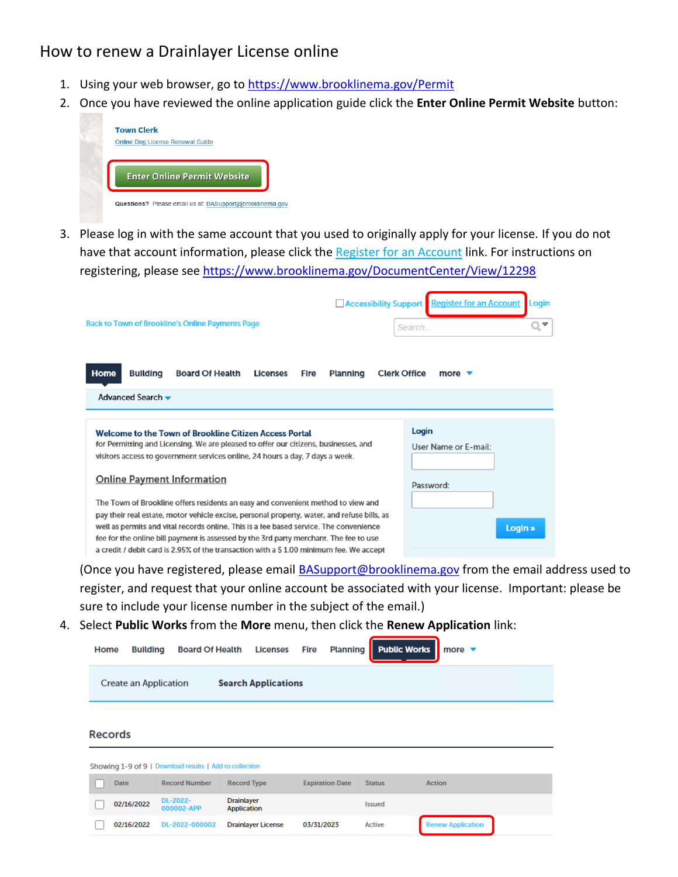# How to renew a Drainlayer License online

1. Using your web browser, go to https://www.brooklinema.gov/Permit
2. Once you have reviewed the online application guide click the **Enter Online Permit Website** button:

3. Please log in with the same account that you used to originally apply for your license. If you do not have that account information, please click the Register for an Account link. For instructions on registering, please see https://www.brooklinema.gov/DocumentCenter/View/12298

   (Once you have registered, please email BASupport@brooklinema.gov from the email address used to register, and request that your online account be associated with your license. Important: please be sure to include your license number in the subject of the email.)

4. Select **Public Works** from the **More** menu, then click the **Renew Application** link: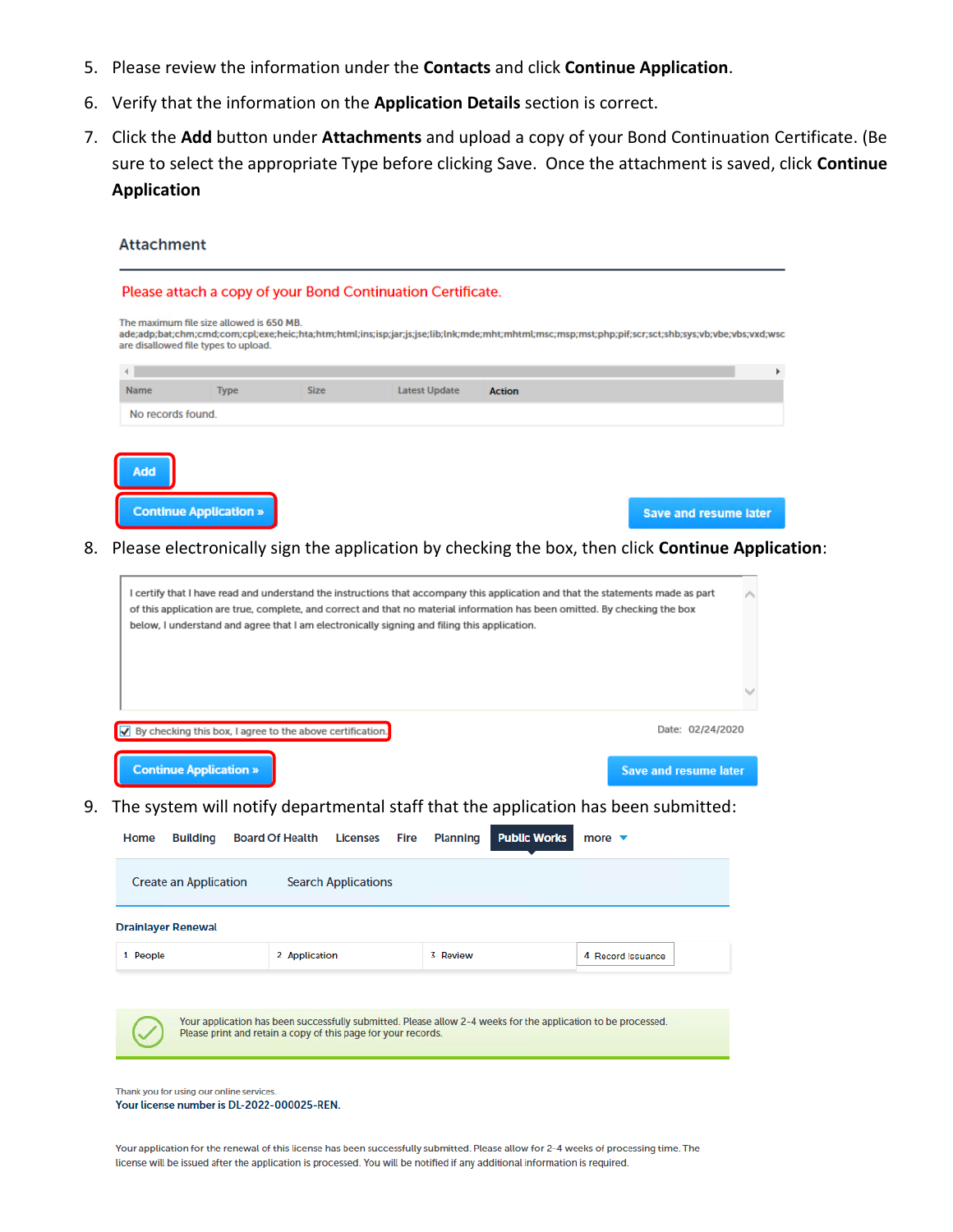5. Please review the information under the **Contacts** and click **Continue Application**.
6. Verify that the information on the **Application Details** section is correct.
7. Click the **Add** button under **Attachments** and upload a copy of your Bond Continuation Certificate. (Be sure to select the appropriate Type before clicking Save. Once the attachment is saved, click **Continue Application**

Attachment

Please attach a copy of your Bond Continuation Certificate.

The maximum file size allowed is 650 MB.
ade;adp;bat;chm;cmd;com;cpl;exe;heic;hta;htm;html;ins;isp;jar;js;jse;lib;lnk;mde;mht;mhtml;msc;msp;mst;php;pif;scr;sct;shb;sys;vb;vbe;vbs;vxd;wsc are disallowed file types to upload.

| Name | Type | Size | Latest Update | Action |
|---|---|---|---|---|
| No records found. | | | | |

Add

Continue Application »

Save and resume later

8. Please electronically sign the application by checking the box, then click **Continue Application**:

I certify that I have read and understand the instructions that accompany this application and that the statements made as part of this application are true, complete, and correct and that no material information has been omitted. By checking the box below, I understand and agree that I am electronically signing and filing this application.

By checking this box, I agree to the above certification.

Date: 02/24/2020

Continue Application »

Save and resume later

9. The system will notify departmental staff that the application has been submitted:

Home Building Board Of Health Licenses Fire Planning Public Works more

Create an Application Search Applications

Drainlayer Renewal

1 People 2 Application 3 Review 4 Record Issuance

Your application has been successfully submitted. Please allow 2-4 weeks for the application to be processed.
Please print and retain a copy of this page for your records.

Thank you for using our online services.
Your license number is DL-2022-000025-REN.

Your application for the renewal of this license has been successfully submitted. Please allow for 2-4 weeks of processing time. The license will be issued after the application is processed. You will be notified if any additional information is required.